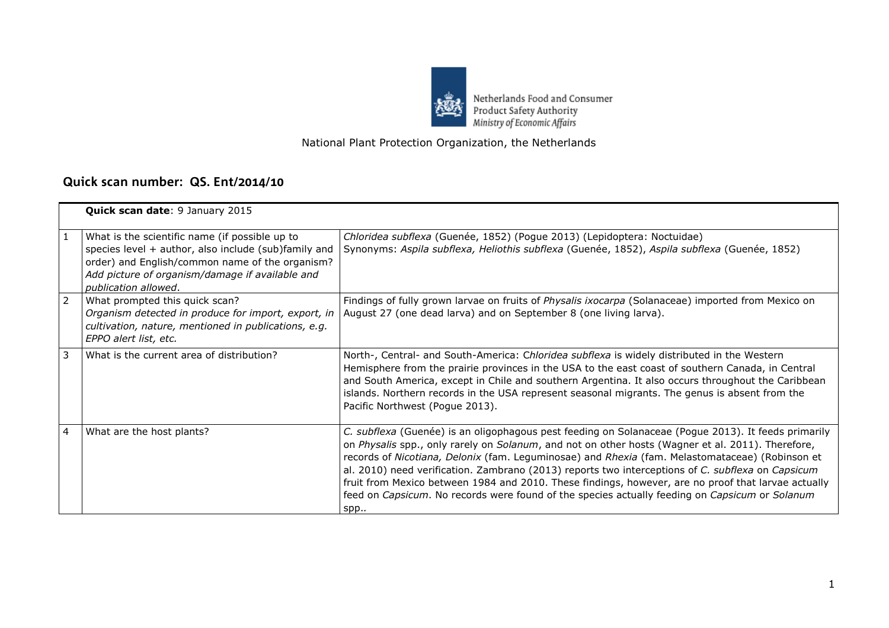Netherlands Food and Consumer Product Safety Authority
*Ministry of Economic Affairs*

National Plant Protection Organization, the Netherlands

## Quick scan number: QS. Ent/2014/10

| | **Quick scan date**: 9 January 2015 | |
|---|---|---|
| 1 | What is the scientific name (if possible up to species level + author, also include (sub)family and order) and English/common name of the organism? *Add picture of organism/damage if available and publication allowed*. | *Chloridea subflexa* (Guenée, 1852) (Pogue 2013) (Lepidoptera: Noctuidae)<br>Synonyms: *Aspila subflexa, Heliothis subflexa* (Guenée, 1852), *Aspila subflexa* (Guenée, 1852) |
| 2 | What prompted this quick scan?<br>*Organism detected in produce for import, export, in cultivation, nature, mentioned in publications, e.g. EPPO alert list, etc.* | Findings of fully grown larvae on fruits of *Physalis ixocarpa* (Solanaceae) imported from Mexico on August 27 (one dead larva) and on September 8 (one living larva). |
| 3 | What is the current area of distribution? | North-, Central- and South-America: C*hloridea subflexa* is widely distributed in the Western Hemisphere from the prairie provinces in the USA to the east coast of southern Canada, in Central and South America, except in Chile and southern Argentina. It also occurs throughout the Caribbean islands. Northern records in the USA represent seasonal migrants. The genus is absent from the Pacific Northwest (Pogue 2013). |
| 4 | What are the host plants? | *C. subflexa* (Guenée) is an oligophagous pest feeding on Solanaceae (Pogue 2013). It feeds primarily on *Physalis* spp., only rarely on *Solanum*, and not on other hosts (Wagner et al. 2011). Therefore, records of *Nicotiana, Delonix* (fam. Leguminosae) and *Rhexia* (fam. Melastomataceae) (Robinson et al. 2010) need verification. Zambrano (2013) reports two interceptions of *C. subflexa* on *Capsicum* fruit from Mexico between 1984 and 2010. These findings, however, are no proof that larvae actually feed on *Capsicum*. No records were found of the species actually feeding on *Capsicum* or *Solanum* spp.. |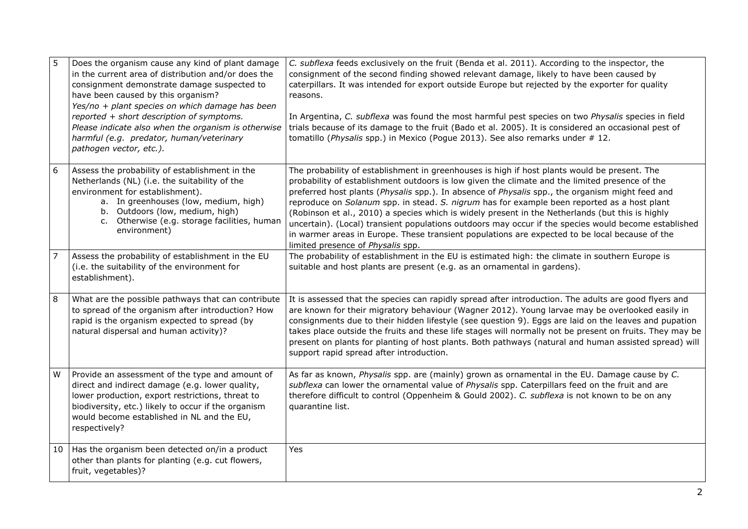| | | |
|---|---|---|
| 5 | Does the organism cause any kind of plant damage in the current area of distribution and/or does the consignment demonstrate damage suspected to have been caused by this organism?<br>*Yes/no + plant species on which damage has been reported + short description of symptoms.*<br>*Please indicate also when the organism is otherwise harmful (e.g. predator, human/veterinary pathogen vector, etc.).* | *C. subflexa* feeds exclusively on the fruit (Benda et al. 2011). According to the inspector, the consignment of the second finding showed relevant damage, likely to have been caused by caterpillars. It was intended for export outside Europe but rejected by the exporter for quality reasons.<br><br>In Argentina, *C. subflexa* was found the most harmful pest species on two *Physalis* species in field trials because of its damage to the fruit (Bado et al. 2005). It is considered an occasional pest of tomatillo (*Physalis* spp.) in Mexico (Pogue 2013). See also remarks under # 12. |
| 6 | Assess the probability of establishment in the Netherlands (NL) (i.e. the suitability of the environment for establishment).<br>a. In greenhouses (low, medium, high)<br>b. Outdoors (low, medium, high)<br>c. Otherwise (e.g. storage facilities, human environment) | The probability of establishment in greenhouses is high if host plants would be present. The probability of establishment outdoors is low given the climate and the limited presence of the preferred host plants (*Physalis* spp.). In absence of *Physalis* spp., the organism might feed and reproduce on *Solanum* spp. in stead. *S. nigrum* has for example been reported as a host plant (Robinson et al., 2010) a species which is widely present in the Netherlands (but this is highly uncertain). (Local) transient populations outdoors may occur if the species would become established in warmer areas in Europe. These transient populations are expected to be local because of the limited presence of *Physalis* spp. |
| 7 | Assess the probability of establishment in the EU (i.e. the suitability of the environment for establishment). | The probability of establishment in the EU is estimated high: the climate in southern Europe is suitable and host plants are present (e.g. as an ornamental in gardens). |
| 8 | What are the possible pathways that can contribute to spread of the organism after introduction? How rapid is the organism expected to spread (by natural dispersal and human activity)? | It is assessed that the species can rapidly spread after introduction. The adults are good flyers and are known for their migratory behaviour (Wagner 2012). Young larvae may be overlooked easily in consignments due to their hidden lifestyle (see question 9). Eggs are laid on the leaves and pupation takes place outside the fruits and these life stages will normally not be present on fruits. They may be present on plants for planting of host plants. Both pathways (natural and human assisted spread) will support rapid spread after introduction. |
| W | Provide an assessment of the type and amount of direct and indirect damage (e.g. lower quality, lower production, export restrictions, threat to biodiversity, etc.) likely to occur if the organism would become established in NL and the EU, respectively? | As far as known, *Physalis* spp. are (mainly) grown as ornamental in the EU. Damage cause by *C. subflexa* can lower the ornamental value of *Physalis* spp. Caterpillars feed on the fruit and are therefore difficult to control (Oppenheim & Gould 2002). *C. subflexa* is not known to be on any quarantine list. |
| 10 | Has the organism been detected on/in a product other than plants for planting (e.g. cut flowers, fruit, vegetables)? | Yes |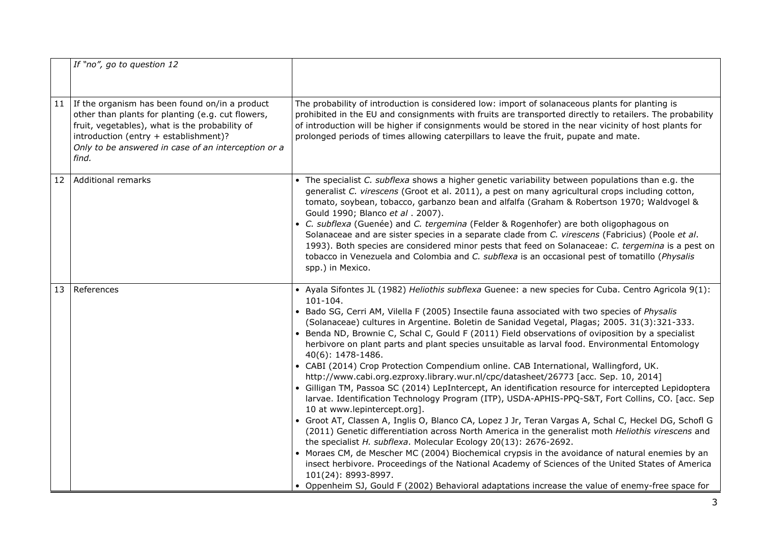| | | |
|---|---|---|
| | *If "no", go to question 12* | |
| 11 | If the organism has been found on/in a product other than plants for planting (e.g. cut flowers, fruit, vegetables), what is the probability of introduction (entry + establishment)? *Only to be answered in case of an interception or a find.* | The probability of introduction is considered low: import of solanaceous plants for planting is prohibited in the EU and consignments with fruits are transported directly to retailers. The probability of introduction will be higher if consignments would be stored in the near vicinity of host plants for prolonged periods of times allowing caterpillars to leave the fruit, pupate and mate. |
| 12 | Additional remarks | • The specialist *C. subflexa* shows a higher genetic variability between populations than e.g. the generalist *C. virescens* (Groot et al. 2011), a pest on many agricultural crops including cotton, tomato, soybean, tobacco, garbanzo bean and alfalfa (Graham & Robertson 1970; Waldvogel & Gould 1990; Blanco *et al* . 2007).<br>• *C. subflexa* (Guenée) and *C. tergemina* (Felder & Rogenhofer) are both oligophagous on Solanaceae and are sister species in a separate clade from *C. virescens* (Fabricius) (Poole *et al*. 1993). Both species are considered minor pests that feed on Solanaceae: *C. tergemina* is a pest on tobacco in Venezuela and Colombia and *C. subflexa* is an occasional pest of tomatillo (*Physalis* spp.) in Mexico. |
| 13 | References | • Ayala Sifontes JL (1982) *Heliothis subflexa* Guenee: a new species for Cuba. Centro Agricola 9(1): 101-104.<br>• Bado SG, Cerri AM, Vilella F (2005) Insectile fauna associated with two species of *Physalis* (Solanaceae) cultures in Argentine. Boletin de Sanidad Vegetal, Plagas; 2005. 31(3):321-333.<br>• Benda ND, Brownie C, Schal C, Gould F (2011) Field observations of oviposition by a specialist herbivore on plant parts and plant species unsuitable as larval food. Environmental Entomology 40(6): 1478-1486.<br>• CABI (2014) Crop Protection Compendium online. CAB International, Wallingford, UK. http://www.cabi.org.ezproxy.library.wur.nl/cpc/datasheet/26773 [acc. Sep. 10, 2014]<br>• Gilligan TM, Passoa SC (2014) LepIntercept, An identification resource for intercepted Lepidoptera larvae. Identification Technology Program (ITP), USDA-APHIS-PPQ-S&T, Fort Collins, CO. [acc. Sep 10 at www.lepintercept.org].<br>• Groot AT, Classen A, Inglis O, Blanco CA, Lopez J Jr, Teran Vargas A, Schal C, Heckel DG, Schofl G (2011) Genetic differentiation across North America in the generalist moth *Heliothis virescens* and the specialist *H. subflexa*. Molecular Ecology 20(13): 2676-2692.<br>• Moraes CM, de Mescher MC (2004) Biochemical crypsis in the avoidance of natural enemies by an insect herbivore. Proceedings of the National Academy of Sciences of the United States of America 101(24): 8993-8997.<br>• Oppenheim SJ, Gould F (2002) Behavioral adaptations increase the value of enemy-free space for |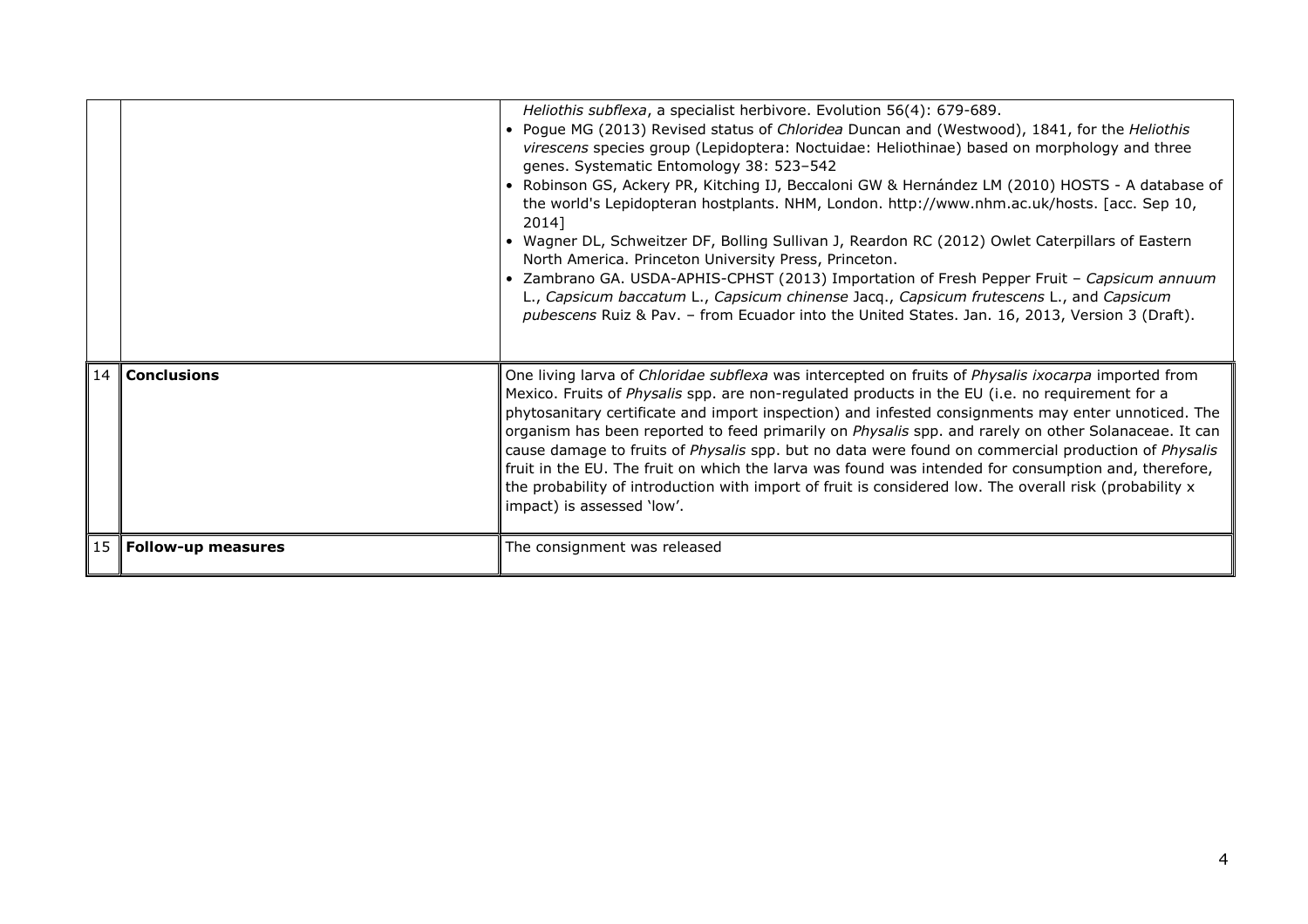| | | |
|---|---|---|
| | | *Heliothis subflexa*, a specialist herbivore. Evolution 56(4): 679-689.<br>• Pogue MG (2013) Revised status of *Chloridea* Duncan and (Westwood), 1841, for the *Heliothis virescens* species group (Lepidoptera: Noctuidae: Heliothinae) based on morphology and three genes. Systematic Entomology 38: 523–542<br>• Robinson GS, Ackery PR, Kitching IJ, Beccaloni GW & Hernández LM (2010) HOSTS - A database of the world's Lepidopteran hostplants. NHM, London. http://www.nhm.ac.uk/hosts. [acc. Sep 10, 2014]<br>• Wagner DL, Schweitzer DF, Bolling Sullivan J, Reardon RC (2012) Owlet Caterpillars of Eastern North America. Princeton University Press, Princeton.<br>• Zambrano GA. USDA-APHIS-CPHST (2013) Importation of Fresh Pepper Fruit – *Capsicum annuum* L., *Capsicum baccatum* L., *Capsicum chinense* Jacq., *Capsicum frutescens* L., and *Capsicum pubescens* Ruiz & Pav. – from Ecuador into the United States. Jan. 16, 2013, Version 3 (Draft). |
| 14 | **Conclusions** | One living larva of *Chloridae subflexa* was intercepted on fruits of *Physalis ixocarpa* imported from Mexico. Fruits of *Physalis* spp. are non-regulated products in the EU (i.e. no requirement for a phytosanitary certificate and import inspection) and infested consignments may enter unnoticed. The organism has been reported to feed primarily on *Physalis* spp. and rarely on other Solanaceae. It can cause damage to fruits of *Physalis* spp. but no data were found on commercial production of *Physalis* fruit in the EU. The fruit on which the larva was found was intended for consumption and, therefore, the probability of introduction with import of fruit is considered low. The overall risk (probability x impact) is assessed 'low'. |
| 15 | **Follow-up measures** | The consignment was released |